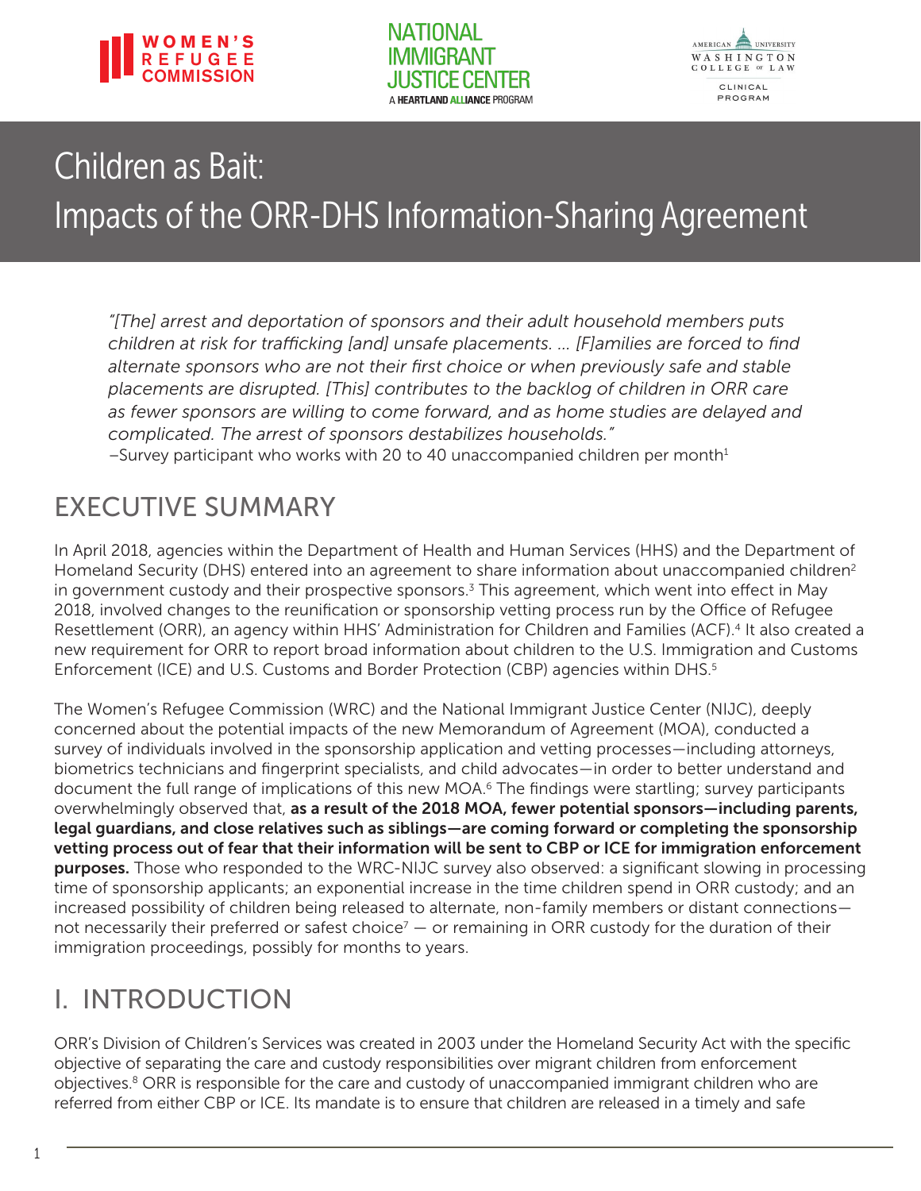WOMEN'S REFUGEE COMMISSION

NATIONAL IMMIGRANT JUSTICE CENTER
A HEARTLAND ALLIANCE PROGRAM

AMERICAN UNIVERSITY WASHINGTON COLLEGE of LAW
CLINICAL PROGRAM

# Children as Bait: Impacts of the ORR-DHS Information-Sharing Agreement

*"[The] arrest and deportation of sponsors and their adult household members puts children at risk for trafficking [and] unsafe placements. … [F]amilies are forced to find alternate sponsors who are not their first choice or when previously safe and stable placements are disrupted. [This] contributes to the backlog of children in ORR care as fewer sponsors are willing to come forward, and as home studies are delayed and complicated. The arrest of sponsors destabilizes households."*
–Survey participant who works with 20 to 40 unaccompanied children per month[1]

## EXECUTIVE SUMMARY

In April 2018, agencies within the Department of Health and Human Services (HHS) and the Department of Homeland Security (DHS) entered into an agreement to share information about unaccompanied children[2] in government custody and their prospective sponsors.[3] This agreement, which went into effect in May 2018, involved changes to the reunification or sponsorship vetting process run by the Office of Refugee Resettlement (ORR), an agency within HHS' Administration for Children and Families (ACF).[4] It also created a new requirement for ORR to report broad information about children to the U.S. Immigration and Customs Enforcement (ICE) and U.S. Customs and Border Protection (CBP) agencies within DHS.[5]

The Women's Refugee Commission (WRC) and the National Immigrant Justice Center (NIJC), deeply concerned about the potential impacts of the new Memorandum of Agreement (MOA), conducted a survey of individuals involved in the sponsorship application and vetting processes—including attorneys, biometrics technicians and fingerprint specialists, and child advocates—in order to better understand and document the full range of implications of this new MOA.[6] The findings were startling; survey participants overwhelmingly observed that, **as a result of the 2018 MOA, fewer potential sponsors—including parents, legal guardians, and close relatives such as siblings—are coming forward or completing the sponsorship vetting process out of fear that their information will be sent to CBP or ICE for immigration enforcement purposes.** Those who responded to the WRC-NIJC survey also observed: a significant slowing in processing time of sponsorship applicants; an exponential increase in the time children spend in ORR custody; and an increased possibility of children being released to alternate, non-family members or distant connections—not necessarily their preferred or safest choice[7] — or remaining in ORR custody for the duration of their immigration proceedings, possibly for months to years.

## I. INTRODUCTION

ORR's Division of Children's Services was created in 2003 under the Homeland Security Act with the specific objective of separating the care and custody responsibilities over migrant children from enforcement objectives.[8] ORR is responsible for the care and custody of unaccompanied immigrant children who are referred from either CBP or ICE. Its mandate is to ensure that children are released in a timely and safe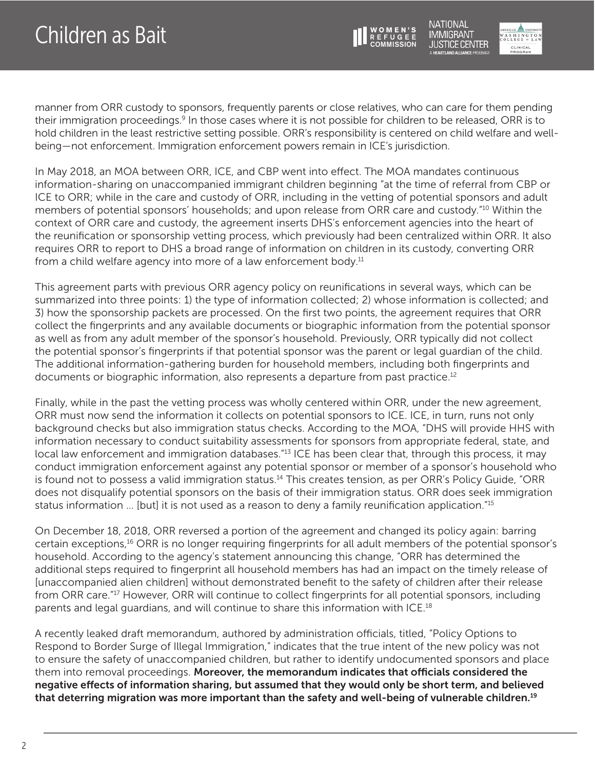manner from ORR custody to sponsors, frequently parents or close relatives, who can care for them pending their immigration proceedings.[9] In those cases where it is not possible for children to be released, ORR is to hold children in the least restrictive setting possible. ORR's responsibility is centered on child welfare and well-being—not enforcement. Immigration enforcement powers remain in ICE's jurisdiction.

In May 2018, an MOA between ORR, ICE, and CBP went into effect. The MOA mandates continuous information-sharing on unaccompanied immigrant children beginning "at the time of referral from CBP or ICE to ORR; while in the care and custody of ORR, including in the vetting of potential sponsors and adult members of potential sponsors' households; and upon release from ORR care and custody."[10] Within the context of ORR care and custody, the agreement inserts DHS's enforcement agencies into the heart of the reunification or sponsorship vetting process, which previously had been centralized within ORR. It also requires ORR to report to DHS a broad range of information on children in its custody, converting ORR from a child welfare agency into more of a law enforcement body.[11]

This agreement parts with previous ORR agency policy on reunifications in several ways, which can be summarized into three points: 1) the type of information collected; 2) whose information is collected; and 3) how the sponsorship packets are processed. On the first two points, the agreement requires that ORR collect the fingerprints and any available documents or biographic information from the potential sponsor as well as from any adult member of the sponsor's household. Previously, ORR typically did not collect the potential sponsor's fingerprints if that potential sponsor was the parent or legal guardian of the child. The additional information-gathering burden for household members, including both fingerprints and documents or biographic information, also represents a departure from past practice.[12]

Finally, while in the past the vetting process was wholly centered within ORR, under the new agreement, ORR must now send the information it collects on potential sponsors to ICE. ICE, in turn, runs not only background checks but also immigration status checks. According to the MOA, "DHS will provide HHS with information necessary to conduct suitability assessments for sponsors from appropriate federal, state, and local law enforcement and immigration databases."[13] ICE has been clear that, through this process, it may conduct immigration enforcement against any potential sponsor or member of a sponsor's household who is found not to possess a valid immigration status.[14] This creates tension, as per ORR's Policy Guide, "ORR does not disqualify potential sponsors on the basis of their immigration status. ORR does seek immigration status information ... [but] it is not used as a reason to deny a family reunification application."[15]

On December 18, 2018, ORR reversed a portion of the agreement and changed its policy again: barring certain exceptions,[16] ORR is no longer requiring fingerprints for all adult members of the potential sponsor's household. According to the agency's statement announcing this change, "ORR has determined the additional steps required to fingerprint all household members has had an impact on the timely release of [unaccompanied alien children] without demonstrated benefit to the safety of children after their release from ORR care."[17] However, ORR will continue to collect fingerprints for all potential sponsors, including parents and legal guardians, and will continue to share this information with ICE.[18]

A recently leaked draft memorandum, authored by administration officials, titled, "Policy Options to Respond to Border Surge of Illegal Immigration," indicates that the true intent of the new policy was not to ensure the safety of unaccompanied children, but rather to identify undocumented sponsors and place them into removal proceedings. **Moreover, the memorandum indicates that officials considered the negative effects of information sharing, but assumed that they would only be short term, and believed that deterring migration was more important than the safety and well-being of vulnerable children.[19]**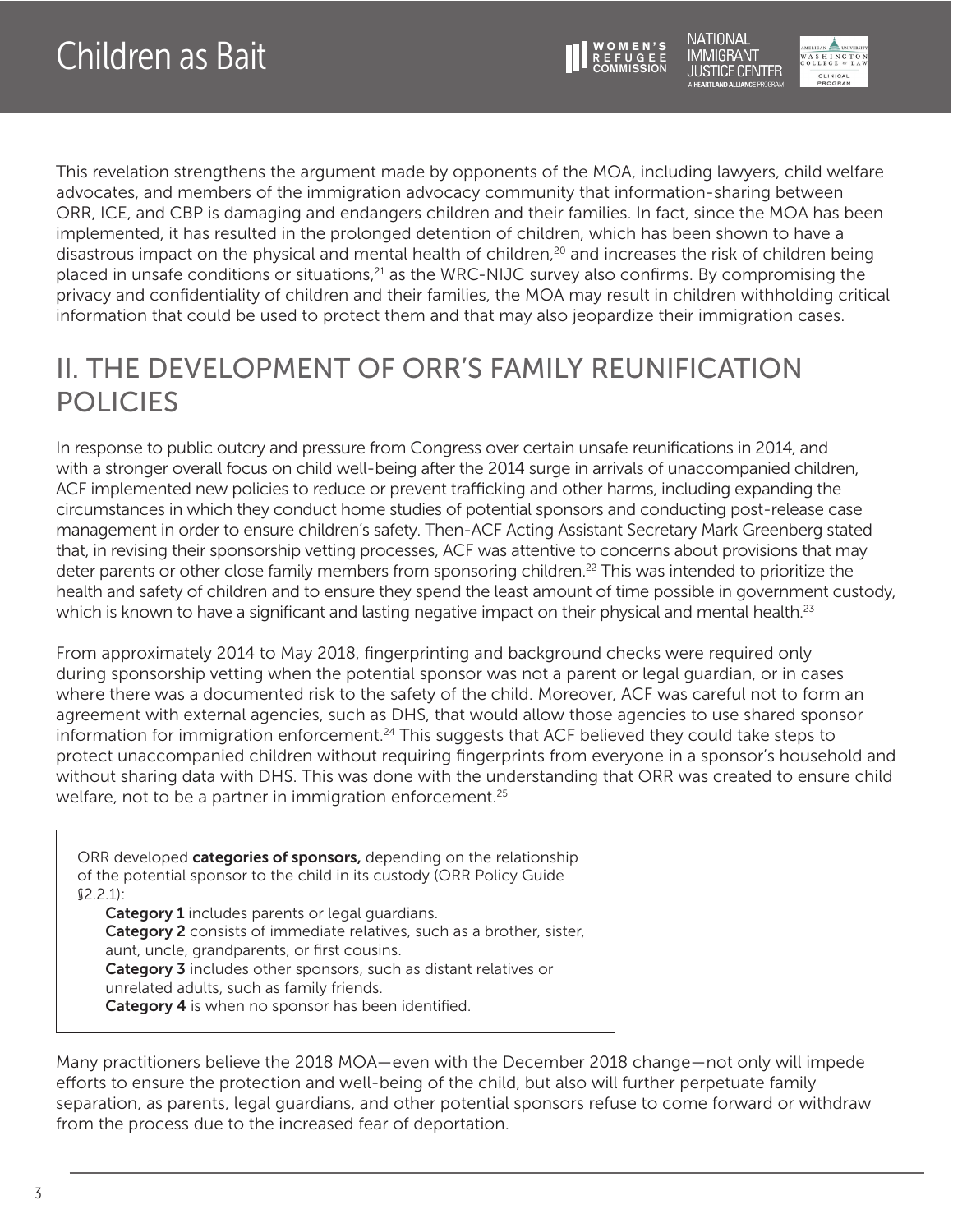This revelation strengthens the argument made by opponents of the MOA, including lawyers, child welfare advocates, and members of the immigration advocacy community that information-sharing between ORR, ICE, and CBP is damaging and endangers children and their families. In fact, since the MOA has been implemented, it has resulted in the prolonged detention of children, which has been shown to have a disastrous impact on the physical and mental health of children,[20] and increases the risk of children being placed in unsafe conditions or situations,[21] as the WRC-NIJC survey also confirms. By compromising the privacy and confidentiality of children and their families, the MOA may result in children withholding critical information that could be used to protect them and that may also jeopardize their immigration cases.

## II. THE DEVELOPMENT OF ORR'S FAMILY REUNIFICATION POLICIES

In response to public outcry and pressure from Congress over certain unsafe reunifications in 2014, and with a stronger overall focus on child well-being after the 2014 surge in arrivals of unaccompanied children, ACF implemented new policies to reduce or prevent trafficking and other harms, including expanding the circumstances in which they conduct home studies of potential sponsors and conducting post-release case management in order to ensure children's safety. Then-ACF Acting Assistant Secretary Mark Greenberg stated that, in revising their sponsorship vetting processes, ACF was attentive to concerns about provisions that may deter parents or other close family members from sponsoring children.[22] This was intended to prioritize the health and safety of children and to ensure they spend the least amount of time possible in government custody, which is known to have a significant and lasting negative impact on their physical and mental health.[23]

From approximately 2014 to May 2018, fingerprinting and background checks were required only during sponsorship vetting when the potential sponsor was not a parent or legal guardian, or in cases where there was a documented risk to the safety of the child. Moreover, ACF was careful not to form an agreement with external agencies, such as DHS, that would allow those agencies to use shared sponsor information for immigration enforcement.[24] This suggests that ACF believed they could take steps to protect unaccompanied children without requiring fingerprints from everyone in a sponsor's household and without sharing data with DHS. This was done with the understanding that ORR was created to ensure child welfare, not to be a partner in immigration enforcement.[25]

ORR developed **categories of sponsors,** depending on the relationship of the potential sponsor to the child in its custody (ORR Policy Guide §2.2.1):

- **Category 1** includes parents or legal guardians.
- **Category 2** consists of immediate relatives, such as a brother, sister, aunt, uncle, grandparents, or first cousins.
- **Category 3** includes other sponsors, such as distant relatives or unrelated adults, such as family friends.
- **Category 4** is when no sponsor has been identified.

Many practitioners believe the 2018 MOA—even with the December 2018 change—not only will impede efforts to ensure the protection and well-being of the child, but also will further perpetuate family separation, as parents, legal guardians, and other potential sponsors refuse to come forward or withdraw from the process due to the increased fear of deportation.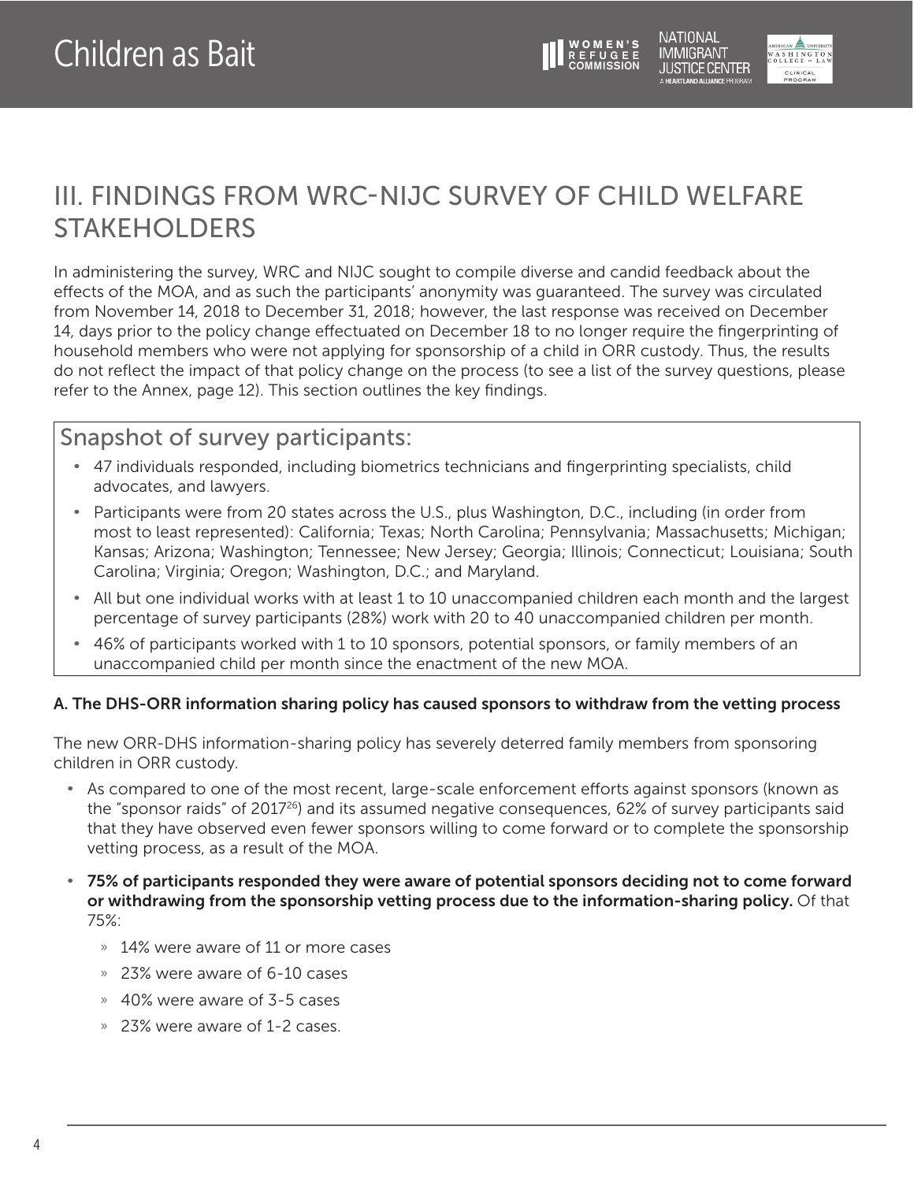## III. FINDINGS FROM WRC-NIJC SURVEY OF CHILD WELFARE STAKEHOLDERS

In administering the survey, WRC and NIJC sought to compile diverse and candid feedback about the effects of the MOA, and as such the participants' anonymity was guaranteed. The survey was circulated from November 14, 2018 to December 31, 2018; however, the last response was received on December 14, days prior to the policy change effectuated on December 18 to no longer require the fingerprinting of household members who were not applying for sponsorship of a child in ORR custody. Thus, the results do not reflect the impact of that policy change on the process (to see a list of the survey questions, please refer to the Annex, page 12). This section outlines the key findings.

### Snapshot of survey participants:

- 47 individuals responded, including biometrics technicians and fingerprinting specialists, child advocates, and lawyers.
- Participants were from 20 states across the U.S., plus Washington, D.C., including (in order from most to least represented): California; Texas; North Carolina; Pennsylvania; Massachusetts; Michigan; Kansas; Arizona; Washington; Tennessee; New Jersey; Georgia; Illinois; Connecticut; Louisiana; South Carolina; Virginia; Oregon; Washington, D.C.; and Maryland.
- All but one individual works with at least 1 to 10 unaccompanied children each month and the largest percentage of survey participants (28%) work with 20 to 40 unaccompanied children per month.
- 46% of participants worked with 1 to 10 sponsors, potential sponsors, or family members of an unaccompanied child per month since the enactment of the new MOA.

### A. The DHS-ORR information sharing policy has caused sponsors to withdraw from the vetting process

The new ORR-DHS information-sharing policy has severely deterred family members from sponsoring children in ORR custody.

- As compared to one of the most recent, large-scale enforcement efforts against sponsors (known as the "sponsor raids" of 2017[26]) and its assumed negative consequences, 62% of survey participants said that they have observed even fewer sponsors willing to come forward or to complete the sponsorship vetting process, as a result of the MOA.
- **75% of participants responded they were aware of potential sponsors deciding not to come forward or withdrawing from the sponsorship vetting process due to the information-sharing policy.** Of that 75%:
  - 14% were aware of 11 or more cases
  - 23% were aware of 6-10 cases
  - 40% were aware of 3-5 cases
  - 23% were aware of 1-2 cases.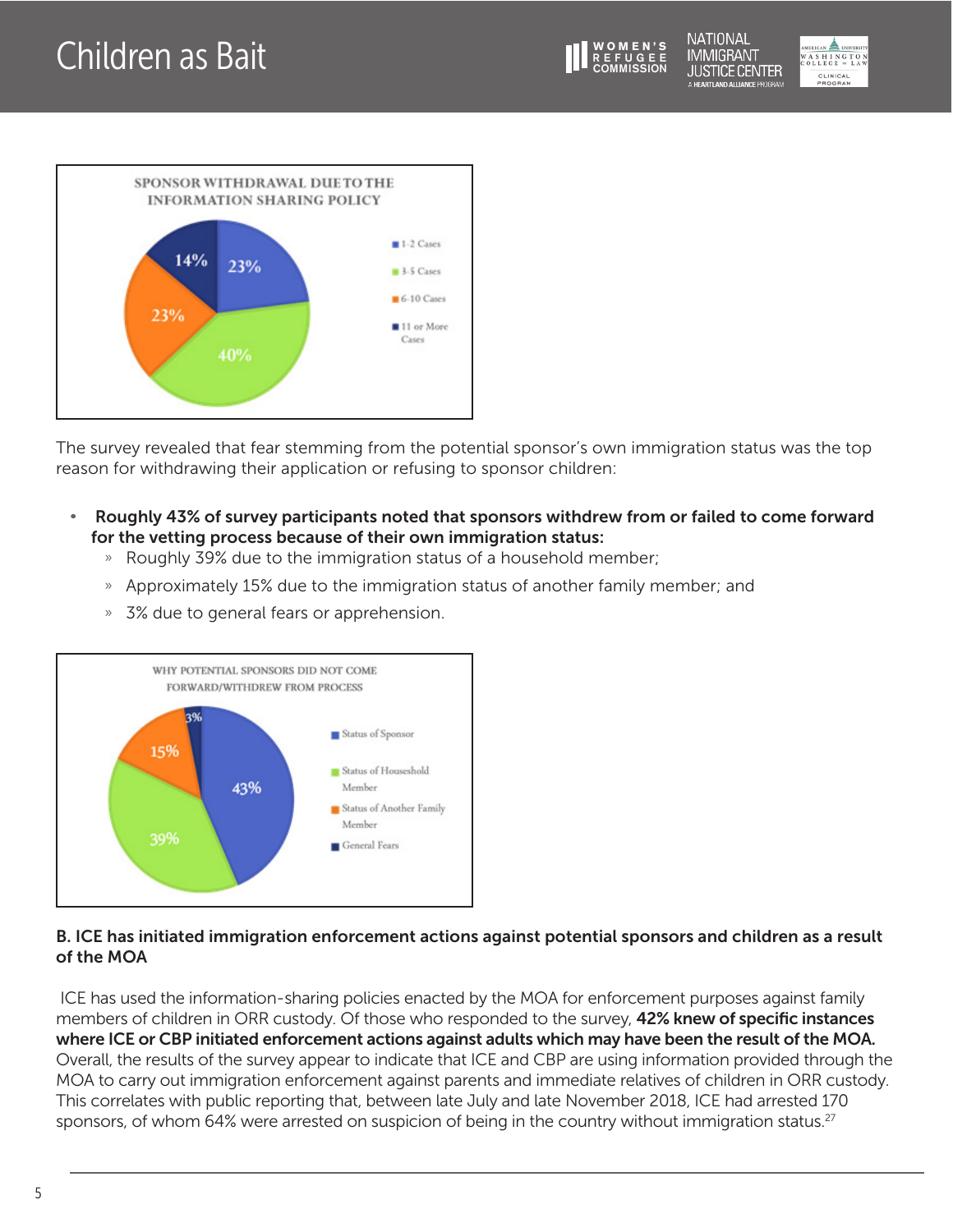**SPONSOR WITHDRAWAL DUE TO THE INFORMATION SHARING POLICY**

- 1-2 Cases: 23%
- 3-5 Cases: 40%
- 6-10 Cases: 23%
- 11 or More Cases: 14%

The survey revealed that fear stemming from the potential sponsor's own immigration status was the top reason for withdrawing their application or refusing to sponsor children:

- **Roughly 43% of survey participants noted that sponsors withdrew from or failed to come forward for the vetting process because of their own immigration status:**
  - Roughly 39% due to the immigration status of a household member;
  - Approximately 15% due to the immigration status of another family member; and
  - 3% due to general fears or apprehension.

**WHY POTENTIAL SPONSORS DID NOT COME FORWARD/WITHDREW FROM PROCESS**

- Status of Sponsor: 43%
- Status of Household Member: 39%
- Status of Another Family Member: 15%
- General Fears: 3%

#### B. ICE has initiated immigration enforcement actions against potential sponsors and children as a result of the MOA

ICE has used the information-sharing policies enacted by the MOA for enforcement purposes against family members of children in ORR custody. Of those who responded to the survey, **42% knew of specific instances where ICE or CBP initiated enforcement actions against adults which may have been the result of the MOA.** Overall, the results of the survey appear to indicate that ICE and CBP are using information provided through the MOA to carry out immigration enforcement against parents and immediate relatives of children in ORR custody. This correlates with public reporting that, between late July and late November 2018, ICE had arrested 170 sponsors, of whom 64% were arrested on suspicion of being in the country without immigration status.[27]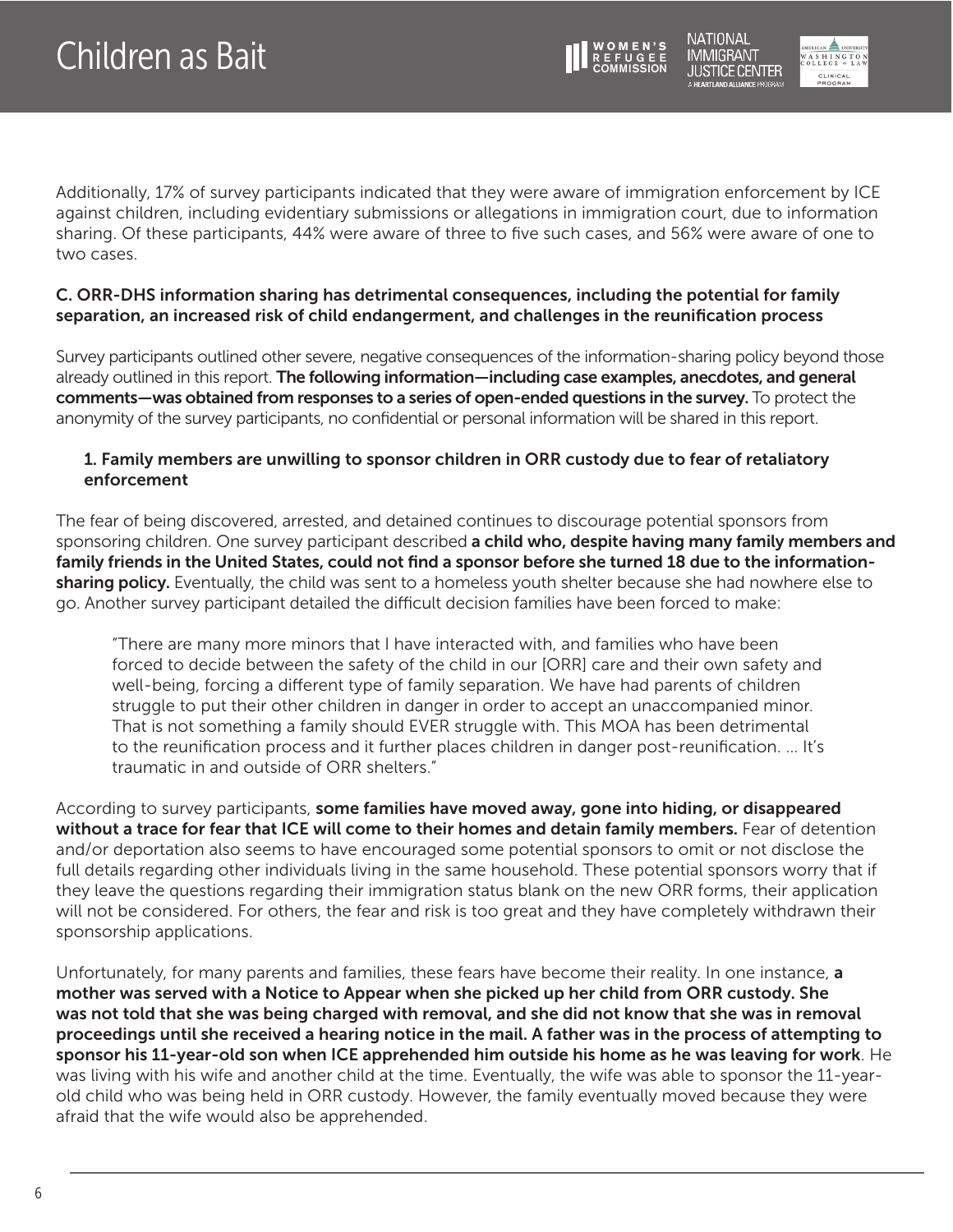Additionally, 17% of survey participants indicated that they were aware of immigration enforcement by ICE against children, including evidentiary submissions or allegations in immigration court, due to information sharing. Of these participants, 44% were aware of three to five such cases, and 56% were aware of one to two cases.

### C. ORR-DHS information sharing has detrimental consequences, including the potential for family separation, an increased risk of child endangerment, and challenges in the reunification process

Survey participants outlined other severe, negative consequences of the information-sharing policy beyond those already outlined in this report. **The following information—including case examples, anecdotes, and general comments—was obtained from responses to a series of open-ended questions in the survey.** To protect the anonymity of the survey participants, no confidential or personal information will be shared in this report.

#### 1. Family members are unwilling to sponsor children in ORR custody due to fear of retaliatory enforcement

The fear of being discovered, arrested, and detained continues to discourage potential sponsors from sponsoring children. One survey participant described **a child who, despite having many family members and family friends in the United States, could not find a sponsor before she turned 18 due to the information-sharing policy.** Eventually, the child was sent to a homeless youth shelter because she had nowhere else to go. Another survey participant detailed the difficult decision families have been forced to make:

> "There are many more minors that I have interacted with, and families who have been forced to decide between the safety of the child in our [ORR] care and their own safety and well-being, forcing a different type of family separation. We have had parents of children struggle to put their other children in danger in order to accept an unaccompanied minor. That is not something a family should EVER struggle with. This MOA has been detrimental to the reunification process and it further places children in danger post-reunification. ... It's traumatic in and outside of ORR shelters."

According to survey participants, **some families have moved away, gone into hiding, or disappeared without a trace for fear that ICE will come to their homes and detain family members.** Fear of detention and/or deportation also seems to have encouraged some potential sponsors to omit or not disclose the full details regarding other individuals living in the same household. These potential sponsors worry that if they leave the questions regarding their immigration status blank on the new ORR forms, their application will not be considered. For others, the fear and risk is too great and they have completely withdrawn their sponsorship applications.

Unfortunately, for many parents and families, these fears have become their reality. In one instance, **a mother was served with a Notice to Appear when she picked up her child from ORR custody. She was not told that she was being charged with removal, and she did not know that she was in removal proceedings until she received a hearing notice in the mail. A father was in the process of attempting to sponsor his 11-year-old son when ICE apprehended him outside his home as he was leaving for work**. He was living with his wife and another child at the time. Eventually, the wife was able to sponsor the 11-year-old child who was being held in ORR custody. However, the family eventually moved because they were afraid that the wife would also be apprehended.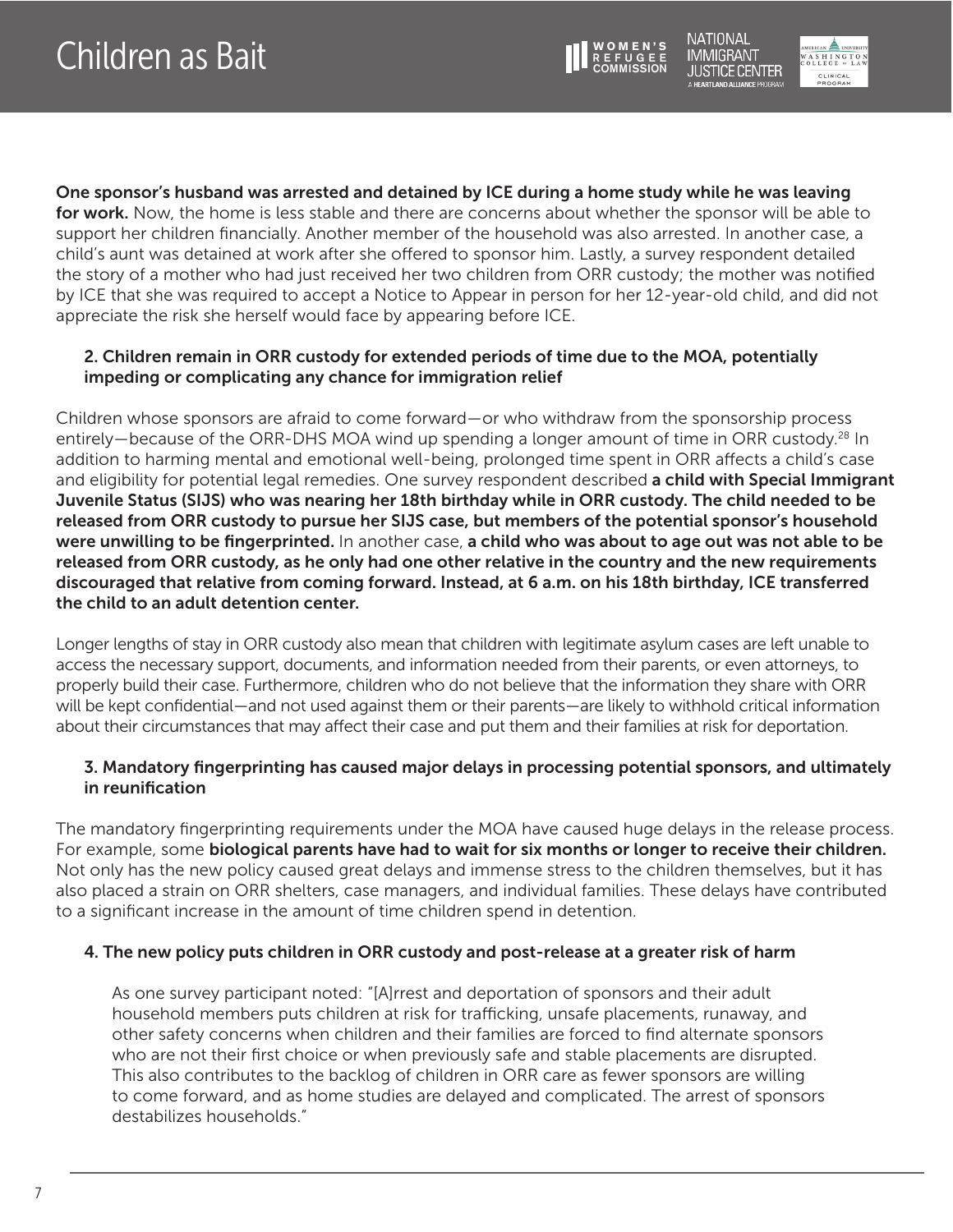**One sponsor's husband was arrested and detained by ICE during a home study while he was leaving for work.** Now, the home is less stable and there are concerns about whether the sponsor will be able to support her children financially. Another member of the household was also arrested. In another case, a child's aunt was detained at work after she offered to sponsor him. Lastly, a survey respondent detailed the story of a mother who had just received her two children from ORR custody; the mother was notified by ICE that she was required to accept a Notice to Appear in person for her 12-year-old child, and did not appreciate the risk she herself would face by appearing before ICE.

### 2. Children remain in ORR custody for extended periods of time due to the MOA, potentially impeding or complicating any chance for immigration relief

Children whose sponsors are afraid to come forward—or who withdraw from the sponsorship process entirely—because of the ORR-DHS MOA wind up spending a longer amount of time in ORR custody.[28] In addition to harming mental and emotional well-being, prolonged time spent in ORR affects a child's case and eligibility for potential legal remedies. One survey respondent described **a child with Special Immigrant Juvenile Status (SIJS) who was nearing her 18th birthday while in ORR custody. The child needed to be released from ORR custody to pursue her SIJS case, but members of the potential sponsor's household were unwilling to be fingerprinted.** In another case, **a child who was about to age out was not able to be released from ORR custody, as he only had one other relative in the country and the new requirements discouraged that relative from coming forward. Instead, at 6 a.m. on his 18th birthday, ICE transferred the child to an adult detention center.**

Longer lengths of stay in ORR custody also mean that children with legitimate asylum cases are left unable to access the necessary support, documents, and information needed from their parents, or even attorneys, to properly build their case. Furthermore, children who do not believe that the information they share with ORR will be kept confidential—and not used against them or their parents—are likely to withhold critical information about their circumstances that may affect their case and put them and their families at risk for deportation.

### 3. Mandatory fingerprinting has caused major delays in processing potential sponsors, and ultimately in reunification

The mandatory fingerprinting requirements under the MOA have caused huge delays in the release process. For example, some **biological parents have had to wait for six months or longer to receive their children.** Not only has the new policy caused great delays and immense stress to the children themselves, but it has also placed a strain on ORR shelters, case managers, and individual families. These delays have contributed to a significant increase in the amount of time children spend in detention.

### 4. The new policy puts children in ORR custody and post-release at a greater risk of harm

> As one survey participant noted: "[A]rrest and deportation of sponsors and their adult household members puts children at risk for trafficking, unsafe placements, runaway, and other safety concerns when children and their families are forced to find alternate sponsors who are not their first choice or when previously safe and stable placements are disrupted. This also contributes to the backlog of children in ORR care as fewer sponsors are willing to come forward, and as home studies are delayed and complicated. The arrest of sponsors destabilizes households."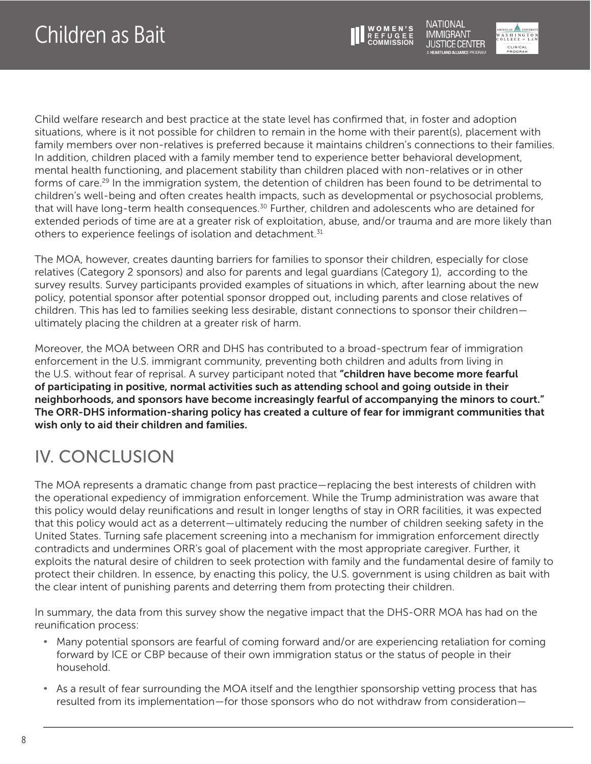Child welfare research and best practice at the state level has confirmed that, in foster and adoption situations, where is it not possible for children to remain in the home with their parent(s), placement with family members over non-relatives is preferred because it maintains children's connections to their families. In addition, children placed with a family member tend to experience better behavioral development, mental health functioning, and placement stability than children placed with non-relatives or in other forms of care.[29] In the immigration system, the detention of children has been found to be detrimental to children's well-being and often creates health impacts, such as developmental or psychosocial problems, that will have long-term health consequences.[30] Further, children and adolescents who are detained for extended periods of time are at a greater risk of exploitation, abuse, and/or trauma and are more likely than others to experience feelings of isolation and detachment.[31]

The MOA, however, creates daunting barriers for families to sponsor their children, especially for close relatives (Category 2 sponsors) and also for parents and legal guardians (Category 1), according to the survey results. Survey participants provided examples of situations in which, after learning about the new policy, potential sponsor after potential sponsor dropped out, including parents and close relatives of children. This has led to families seeking less desirable, distant connections to sponsor their children—ultimately placing the children at a greater risk of harm.

Moreover, the MOA between ORR and DHS has contributed to a broad-spectrum fear of immigration enforcement in the U.S. immigrant community, preventing both children and adults from living in the U.S. without fear of reprisal. A survey participant noted that **"children have become more fearful of participating in positive, normal activities such as attending school and going outside in their neighborhoods, and sponsors have become increasingly fearful of accompanying the minors to court." The ORR-DHS information-sharing policy has created a culture of fear for immigrant communities that wish only to aid their children and families.**

## IV. CONCLUSION

The MOA represents a dramatic change from past practice—replacing the best interests of children with the operational expediency of immigration enforcement. While the Trump administration was aware that this policy would delay reunifications and result in longer lengths of stay in ORR facilities, it was expected that this policy would act as a deterrent—ultimately reducing the number of children seeking safety in the United States. Turning safe placement screening into a mechanism for immigration enforcement directly contradicts and undermines ORR's goal of placement with the most appropriate caregiver. Further, it exploits the natural desire of children to seek protection with family and the fundamental desire of family to protect their children. In essence, by enacting this policy, the U.S. government is using children as bait with the clear intent of punishing parents and deterring them from protecting their children.

In summary, the data from this survey show the negative impact that the DHS-ORR MOA has had on the reunification process:

- Many potential sponsors are fearful of coming forward and/or are experiencing retaliation for coming forward by ICE or CBP because of their own immigration status or the status of people in their household.
- As a result of fear surrounding the MOA itself and the lengthier sponsorship vetting process that has resulted from its implementation—for those sponsors who do not withdraw from consideration—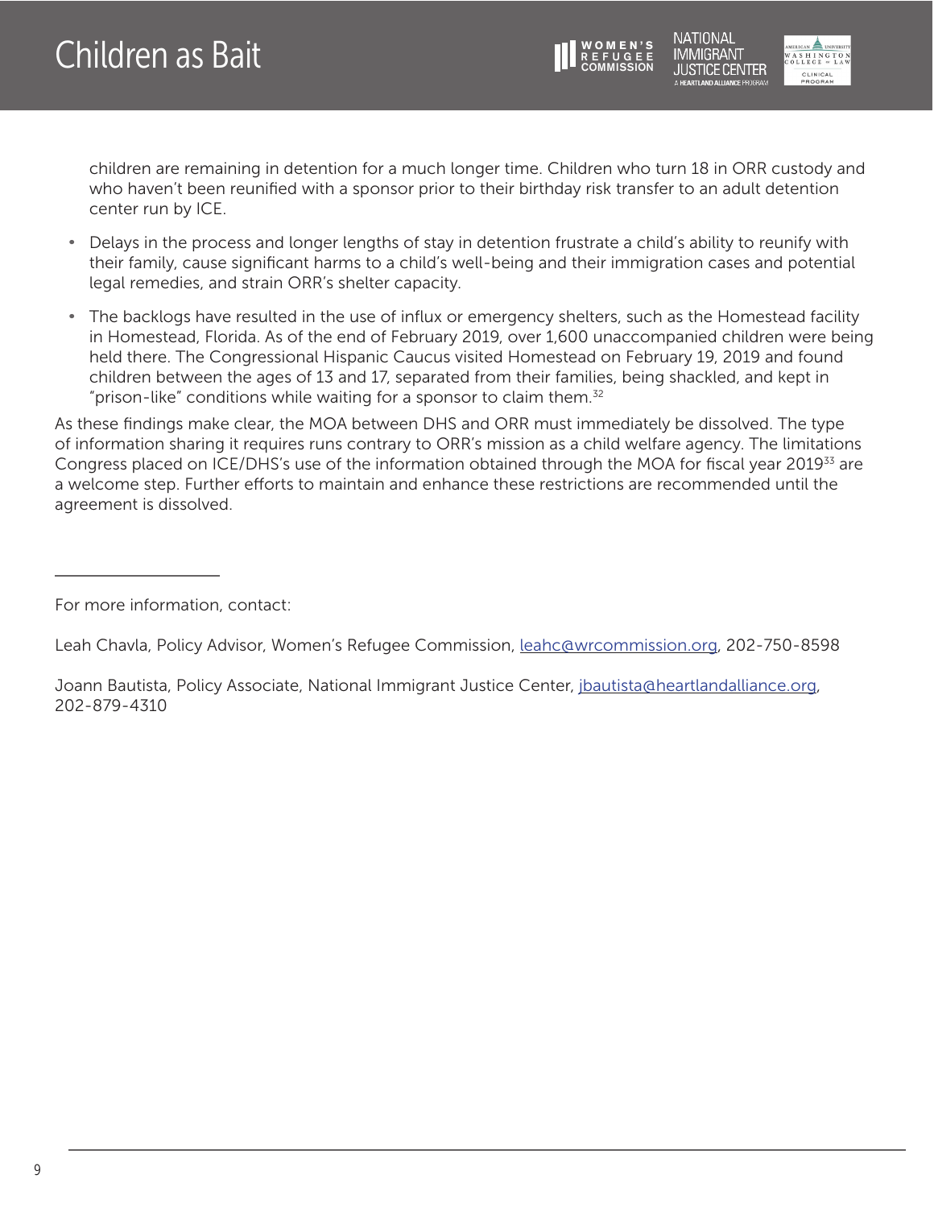children are remaining in detention for a much longer time. Children who turn 18 in ORR custody and who haven't been reunified with a sponsor prior to their birthday risk transfer to an adult detention center run by ICE.

- Delays in the process and longer lengths of stay in detention frustrate a child's ability to reunify with their family, cause significant harms to a child's well-being and their immigration cases and potential legal remedies, and strain ORR's shelter capacity.
- The backlogs have resulted in the use of influx or emergency shelters, such as the Homestead facility in Homestead, Florida. As of the end of February 2019, over 1,600 unaccompanied children were being held there. The Congressional Hispanic Caucus visited Homestead on February 19, 2019 and found children between the ages of 13 and 17, separated from their families, being shackled, and kept in "prison-like" conditions while waiting for a sponsor to claim them.[32]

As these findings make clear, the MOA between DHS and ORR must immediately be dissolved. The type of information sharing it requires runs contrary to ORR's mission as a child welfare agency. The limitations Congress placed on ICE/DHS's use of the information obtained through the MOA for fiscal year 2019[33] are a welcome step. Further efforts to maintain and enhance these restrictions are recommended until the agreement is dissolved.

---

For more information, contact:

Leah Chavla, Policy Advisor, Women's Refugee Commission, leahc@wrcommission.org, 202-750-8598

Joann Bautista, Policy Associate, National Immigrant Justice Center, jbautista@heartlandalliance.org, 202-879-4310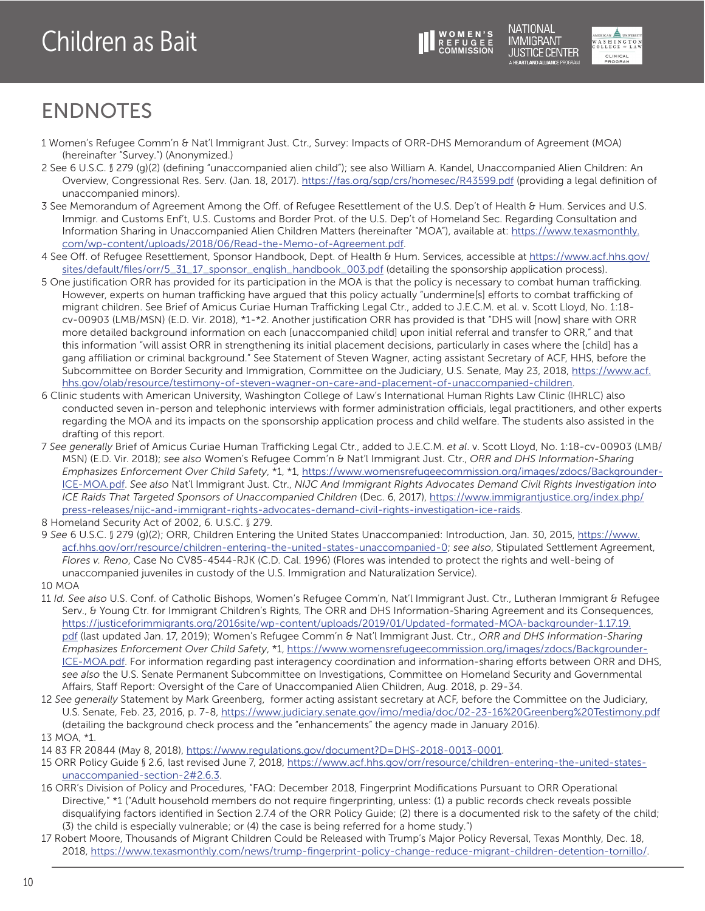## ENDNOTES

1 Women's Refugee Comm'n & Nat'l Immigrant Just. Ctr., Survey: Impacts of ORR-DHS Memorandum of Agreement (MOA) (hereinafter "Survey.") (Anonymized.)

2 See 6 U.S.C. § 279 (g)(2) (defining "unaccompanied alien child"); see also William A. Kandel, Unaccompanied Alien Children: An Overview, Congressional Res. Serv. (Jan. 18, 2017). https://fas.org/sgp/crs/homesec/R43599.pdf (providing a legal definition of unaccompanied minors).

3 See Memorandum of Agreement Among the Off. of Refugee Resettlement of the U.S. Dep't of Health & Hum. Services and U.S. Immigr. and Customs Enf't, U.S. Customs and Border Prot. of the U.S. Dep't of Homeland Sec. Regarding Consultation and Information Sharing in Unaccompanied Alien Children Matters (hereinafter "MOA"), available at: https://www.texasmonthly.com/wp-content/uploads/2018/06/Read-the-Memo-of-Agreement.pdf.

4 See Off. of Refugee Resettlement, Sponsor Handbook, Dept. of Health & Hum. Services, accessible at https://www.acf.hhs.gov/sites/default/files/orr/5_31_17_sponsor_english_handbook_003.pdf (detailing the sponsorship application process).

5 One justification ORR has provided for its participation in the MOA is that the policy is necessary to combat human trafficking. However, experts on human trafficking have argued that this policy actually "undermine[s] efforts to combat trafficking of migrant children. See Brief of Amicus Curiae Human Trafficking Legal Ctr., added to J.E.C.M. et al. v. Scott Lloyd, No. 1:18-cv-00903 (LMB/MSN) (E.D. Vir. 2018), *1-*2. Another justification ORR has provided is that "DHS will [now] share with ORR more detailed background information on each [unaccompanied child] upon initial referral and transfer to ORR," and that this information "will assist ORR in strengthening its initial placement decisions, particularly in cases where the [child] has a gang affiliation or criminal background." See Statement of Steven Wagner, acting assistant Secretary of ACF, HHS, before the Subcommittee on Border Security and Immigration, Committee on the Judiciary, U.S. Senate, May 23, 2018, https://www.acf.hhs.gov/olab/resource/testimony-of-steven-wagner-on-care-and-placement-of-unaccompanied-children.

6 Clinic students with American University, Washington College of Law's International Human Rights Law Clinic (IHRLC) also conducted seven in-person and telephonic interviews with former administration officials, legal practitioners, and other experts regarding the MOA and its impacts on the sponsorship application process and child welfare. The students also assisted in the drafting of this report.

7 *See generally* Brief of Amicus Curiae Human Trafficking Legal Ctr., added to J.E.C.M. *et al*. v. Scott Lloyd, No. 1:18-cv-00903 (LMB/MSN) (E.D. Vir. 2018); *see also* Women's Refugee Comm'n & Nat'l Immigrant Just. Ctr., *ORR and DHS Information-Sharing Emphasizes Enforcement Over Child Safety*, *1, *1, https://www.womensrefugeecommission.org/images/zdocs/Backgrounder-ICE-MOA.pdf. *See also* Nat'l Immigrant Just. Ctr., *NIJC And Immigrant Rights Advocates Demand Civil Rights Investigation into ICE Raids That Targeted Sponsors of Unaccompanied Children* (Dec. 6, 2017), https://www.immigrantjustice.org/index.php/press-releases/nijc-and-immigrant-rights-advocates-demand-civil-rights-investigation-ice-raids.

8 Homeland Security Act of 2002, 6. U.S.C. § 279.

9 *See* 6 U.S.C. § 279 (g)(2); ORR, Children Entering the United States Unaccompanied: Introduction, Jan. 30, 2015, https://www.acf.hhs.gov/orr/resource/children-entering-the-united-states-unaccompanied-0; *see also*, Stipulated Settlement Agreement, *Flores v. Reno*, Case No CV85-4544-RJK (C.D. Cal. 1996) (Flores was intended to protect the rights and well-being of unaccompanied juveniles in custody of the U.S. Immigration and Naturalization Service).

10 MOA

11 *Id. See also* U.S. Conf. of Catholic Bishops, Women's Refugee Comm'n, Nat'l Immigrant Just. Ctr., Lutheran Immigrant & Refugee Serv., & Young Ctr. for Immigrant Children's Rights, The ORR and DHS Information-Sharing Agreement and its Consequences, https://justiceforimmigrants.org/2016site/wp-content/uploads/2019/01/Updated-formated-MOA-backgrounder-1.17.19.pdf (last updated Jan. 17, 2019); Women's Refugee Comm'n & Nat'l Immigrant Just. Ctr., *ORR and DHS Information-Sharing Emphasizes Enforcement Over Child Safety*, *1, https://www.womensrefugeecommission.org/images/zdocs/Backgrounder-ICE-MOA.pdf. For information regarding past interagency coordination and information-sharing efforts between ORR and DHS, *see also* the U.S. Senate Permanent Subcommittee on Investigations, Committee on Homeland Security and Governmental Affairs, Staff Report: Oversight of the Care of Unaccompanied Alien Children, Aug. 2018, p. 29-34.

12 *See generally* Statement by Mark Greenberg, former acting assistant secretary at ACF, before the Committee on the Judiciary, U.S. Senate, Feb. 23, 2016, p. 7-8, https://www.judiciary.senate.gov/imo/media/doc/02-23-16%20Greenberg%20Testimony.pdf (detailing the background check process and the "enhancements" the agency made in January 2016).

13 MOA, *1.

14 83 FR 20844 (May 8, 2018), https://www.regulations.gov/document?D=DHS-2018-0013-0001.

15 ORR Policy Guide § 2.6, last revised June 7, 2018, https://www.acf.hhs.gov/orr/resource/children-entering-the-united-states-unaccompanied-section-2#2.6.3.

16 ORR's Division of Policy and Procedures, "FAQ: December 2018, Fingerprint Modifications Pursuant to ORR Operational Directive," *1 ("Adult household members do not require fingerprinting, unless: (1) a public records check reveals possible disqualifying factors identified in Section 2.7.4 of the ORR Policy Guide; (2) there is a documented risk to the safety of the child; (3) the child is especially vulnerable; or (4) the case is being referred for a home study.")

17 Robert Moore, Thousands of Migrant Children Could be Released with Trump's Major Policy Reversal, Texas Monthly, Dec. 18, 2018, https://www.texasmonthly.com/news/trump-fingerprint-policy-change-reduce-migrant-children-detention-tornillo/.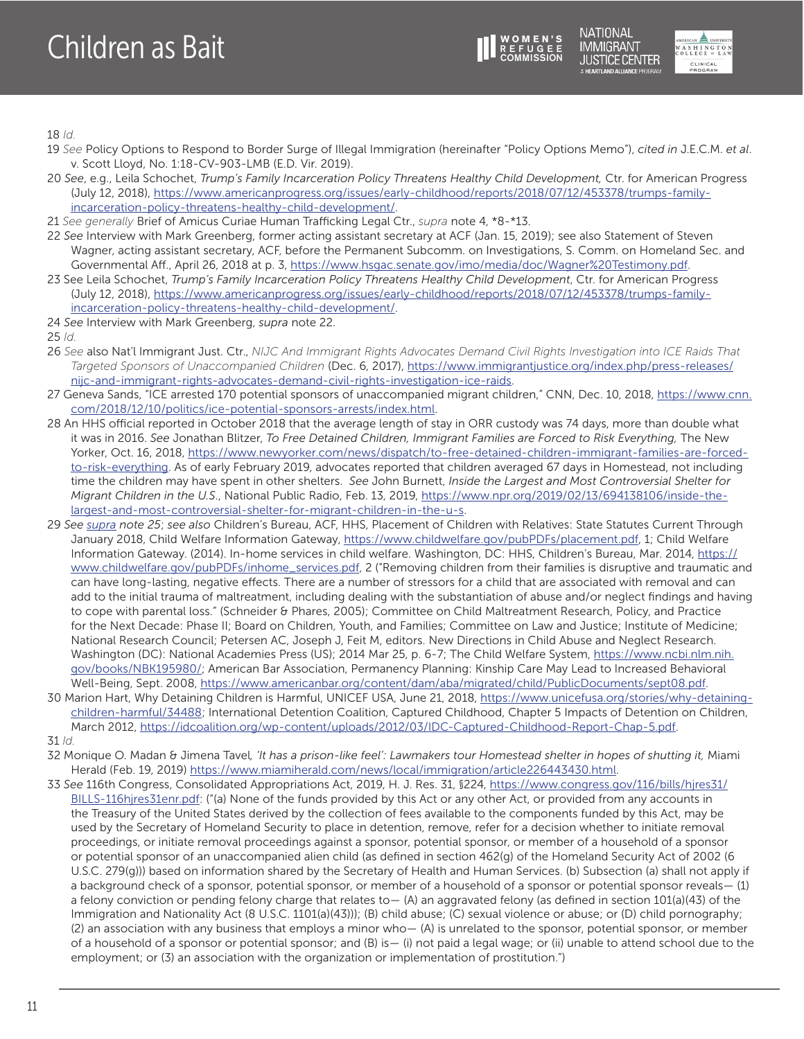18 *Id.*

19 *See* Policy Options to Respond to Border Surge of Illegal Immigration (hereinafter "Policy Options Memo"), *cited in* J.E.C.M. *et al*. v. Scott Lloyd, No. 1:18-CV-903-LMB (E.D. Vir. 2019).

20 *See*, e.g., Leila Schochet, *Trump's Family Incarceration Policy Threatens Healthy Child Development,* Ctr. for American Progress (July 12, 2018), https://www.americanprogress.org/issues/early-childhood/reports/2018/07/12/453378/trumps-family-incarceration-policy-threatens-healthy-child-development/.

21 *See generally* Brief of Amicus Curiae Human Trafficking Legal Ctr., *supra* note 4, *8-*13.

22 *See* Interview with Mark Greenberg, former acting assistant secretary at ACF (Jan. 15, 2019); see also Statement of Steven Wagner, acting assistant secretary, ACF, before the Permanent Subcomm. on Investigations, S. Comm. on Homeland Sec. and Governmental Aff., April 26, 2018 at p. 3, https://www.hsgac.senate.gov/imo/media/doc/Wagner%20Testimony.pdf.

23 See Leila Schochet, *Trump's Family Incarceration Policy Threatens Healthy Child Development*, Ctr. for American Progress (July 12, 2018), https://www.americanprogress.org/issues/early-childhood/reports/2018/07/12/453378/trumps-family-incarceration-policy-threatens-healthy-child-development/.

24 *See* Interview with Mark Greenberg, *supra* note 22.

25 *Id.*

26 *See* also Nat'l Immigrant Just. Ctr., *NIJC And Immigrant Rights Advocates Demand Civil Rights Investigation into ICE Raids That Targeted Sponsors of Unaccompanied Children* (Dec. 6, 2017), https://www.immigrantjustice.org/index.php/press-releases/nijc-and-immigrant-rights-advocates-demand-civil-rights-investigation-ice-raids.

27 Geneva Sands, "ICE arrested 170 potential sponsors of unaccompanied migrant children," CNN, Dec. 10, 2018, https://www.cnn.com/2018/12/10/politics/ice-potential-sponsors-arrests/index.html.

28 An HHS official reported in October 2018 that the average length of stay in ORR custody was 74 days, more than double what it was in 2016. *See* Jonathan Blitzer, *To Free Detained Children, Immigrant Families are Forced to Risk Everything,* The New Yorker, Oct. 16, 2018, https://www.newyorker.com/news/dispatch/to-free-detained-children-immigrant-families-are-forced-to-risk-everything. As of early February 2019, advocates reported that children averaged 67 days in Homestead, not including time the children may have spent in other shelters. *See* John Burnett, *Inside the Largest and Most Controversial Shelter for Migrant Children in the U.S*., National Public Radio, Feb. 13, 2019, https://www.npr.org/2019/02/13/694138106/inside-the-largest-and-most-controversial-shelter-for-migrant-children-in-the-u-s.

29 *See supra note 25*; *see also* Children's Bureau, ACF, HHS, Placement of Children with Relatives: State Statutes Current Through January 2018, Child Welfare Information Gateway, https://www.childwelfare.gov/pubPDFs/placement.pdf, 1; Child Welfare Information Gateway. (2014). In-home services in child welfare. Washington, DC: HHS, Children's Bureau, Mar. 2014, https://www.childwelfare.gov/pubPDFs/inhome_services.pdf, 2 ("Removing children from their families is disruptive and traumatic and can have long-lasting, negative effects. There are a number of stressors for a child that are associated with removal and can add to the initial trauma of maltreatment, including dealing with the substantiation of abuse and/or neglect findings and having to cope with parental loss." (Schneider & Phares, 2005); Committee on Child Maltreatment Research, Policy, and Practice for the Next Decade: Phase II; Board on Children, Youth, and Families; Committee on Law and Justice; Institute of Medicine; National Research Council; Petersen AC, Joseph J, Feit M, editors. New Directions in Child Abuse and Neglect Research. Washington (DC): National Academies Press (US); 2014 Mar 25, p. 6-7; The Child Welfare System, https://www.ncbi.nlm.nih.gov/books/NBK195980/; American Bar Association, Permanency Planning: Kinship Care May Lead to Increased Behavioral Well-Being, Sept. 2008, https://www.americanbar.org/content/dam/aba/migrated/child/PublicDocuments/sept08.pdf.

30 Marion Hart, Why Detaining Children is Harmful, UNICEF USA, June 21, 2018, https://www.unicefusa.org/stories/why-detaining-children-harmful/34488; International Detention Coalition, Captured Childhood, Chapter 5 Impacts of Detention on Children, March 2012, https://idcoalition.org/wp-content/uploads/2012/03/IDC-Captured-Childhood-Report-Chap-5.pdf.

31 *Id.*

32 Monique O. Madan & Jimena Tavel*, 'It has a prison-like feel': Lawmakers tour Homestead shelter in hopes of shutting it,* Miami Herald (Feb. 19, 2019) https://www.miamiherald.com/news/local/immigration/article226443430.html.

33 *See* 116th Congress, Consolidated Appropriations Act, 2019, H. J. Res. 31, §224, https://www.congress.gov/116/bills/hjres31/BILLS-116hjres31enr.pdf: ("(a) None of the funds provided by this Act or any other Act, or provided from any accounts in the Treasury of the United States derived by the collection of fees available to the components funded by this Act, may be used by the Secretary of Homeland Security to place in detention, remove, refer for a decision whether to initiate removal proceedings, or initiate removal proceedings against a sponsor, potential sponsor, or member of a household of a sponsor or potential sponsor of an unaccompanied alien child (as defined in section 462(g) of the Homeland Security Act of 2002 (6 U.S.C. 279(g))) based on information shared by the Secretary of Health and Human Services. (b) Subsection (a) shall not apply if a background check of a sponsor, potential sponsor, or member of a household of a sponsor or potential sponsor reveals— (1) a felony conviction or pending felony charge that relates to— (A) an aggravated felony (as defined in section 101(a)(43) of the Immigration and Nationality Act (8 U.S.C. 1101(a)(43))); (B) child abuse; (C) sexual violence or abuse; or (D) child pornography; (2) an association with any business that employs a minor who— (A) is unrelated to the sponsor, potential sponsor, or member of a household of a sponsor or potential sponsor; and (B) is— (i) not paid a legal wage; or (ii) unable to attend school due to the employment; or (3) an association with the organization or implementation of prostitution.")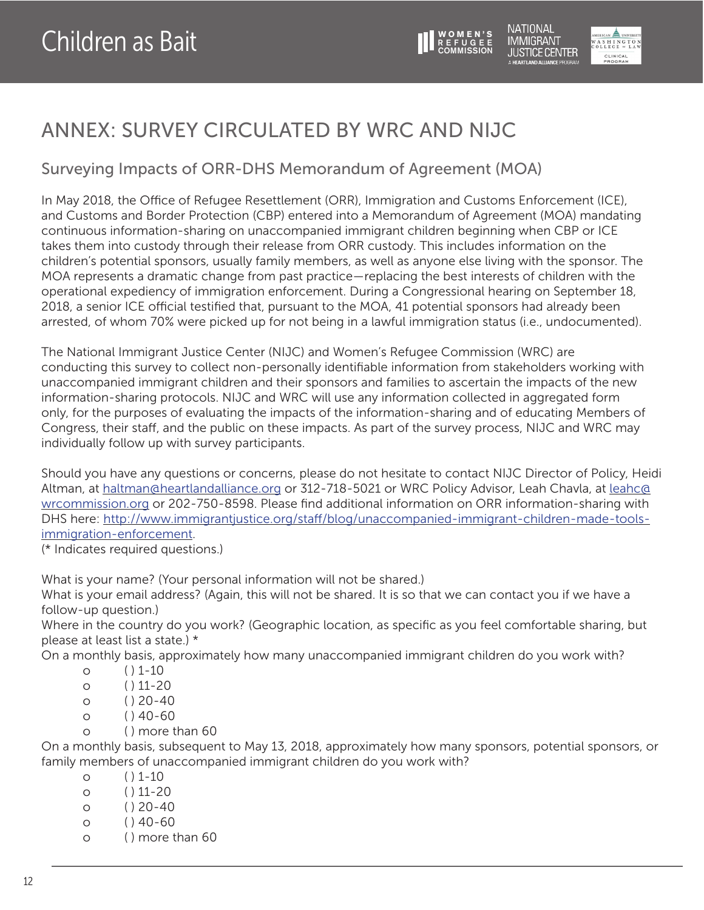# ANNEX: SURVEY CIRCULATED BY WRC AND NIJC

## Surveying Impacts of ORR-DHS Memorandum of Agreement (MOA)

In May 2018, the Office of Refugee Resettlement (ORR), Immigration and Customs Enforcement (ICE), and Customs and Border Protection (CBP) entered into a Memorandum of Agreement (MOA) mandating continuous information-sharing on unaccompanied immigrant children beginning when CBP or ICE takes them into custody through their release from ORR custody. This includes information on the children's potential sponsors, usually family members, as well as anyone else living with the sponsor. The MOA represents a dramatic change from past practice—replacing the best interests of children with the operational expediency of immigration enforcement. During a Congressional hearing on September 18, 2018, a senior ICE official testified that, pursuant to the MOA, 41 potential sponsors had already been arrested, of whom 70% were picked up for not being in a lawful immigration status (i.e., undocumented).

The National Immigrant Justice Center (NIJC) and Women's Refugee Commission (WRC) are conducting this survey to collect non-personally identifiable information from stakeholders working with unaccompanied immigrant children and their sponsors and families to ascertain the impacts of the new information-sharing protocols. NIJC and WRC will use any information collected in aggregated form only, for the purposes of evaluating the impacts of the information-sharing and of educating Members of Congress, their staff, and the public on these impacts. As part of the survey process, NIJC and WRC may individually follow up with survey participants.

Should you have any questions or concerns, please do not hesitate to contact NIJC Director of Policy, Heidi Altman, at haltman@heartlandalliance.org or 312-718-5021 or WRC Policy Advisor, Leah Chavla, at leahc@wrcommission.org or 202-750-8598. Please find additional information on ORR information-sharing with DHS here: http://www.immigrantjustice.org/staff/blog/unaccompanied-immigrant-children-made-tools-immigration-enforcement.

(* Indicates required questions.)

What is your name? (Your personal information will not be shared.)

What is your email address? (Again, this will not be shared. It is so that we can contact you if we have a follow-up question.)

Where in the country do you work? (Geographic location, as specific as you feel comfortable sharing, but please at least list a state.) *

On a monthly basis, approximately how many unaccompanied immigrant children do you work with?

- ( ) 1-10
- ( ) 11-20
- ( ) 20-40
- ( ) 40-60
- ( ) more than 60

On a monthly basis, subsequent to May 13, 2018, approximately how many sponsors, potential sponsors, or family members of unaccompanied immigrant children do you work with?

- ( ) 1-10
- ( ) 11-20
- ( ) 20-40
- ( ) 40-60
- ( ) more than 60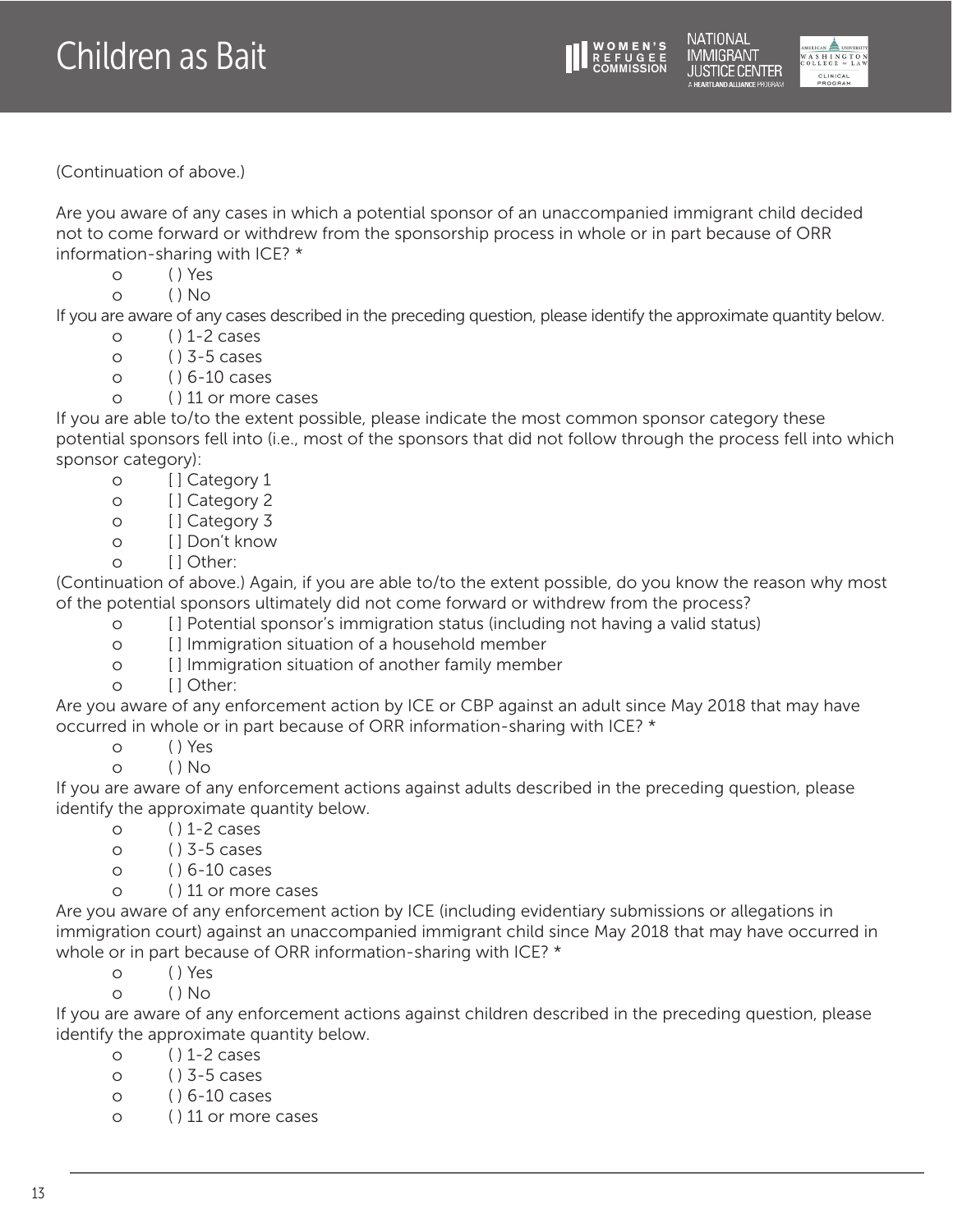(Continuation of above.)

Are you aware of any cases in which a potential sponsor of an unaccompanied immigrant child decided not to come forward or withdrew from the sponsorship process in whole or in part because of ORR information-sharing with ICE? *

- ( ) Yes
- ( ) No

If you are aware of any cases described in the preceding question, please identify the approximate quantity below.

- ( ) 1-2 cases
- ( ) 3-5 cases
- ( ) 6-10 cases
- ( ) 11 or more cases

If you are able to/to the extent possible, please indicate the most common sponsor category these potential sponsors fell into (i.e., most of the sponsors that did not follow through the process fell into which sponsor category):

- [ ] Category 1
- [ ] Category 2
- [ ] Category 3
- [ ] Don't know
- [ ] Other:

(Continuation of above.) Again, if you are able to/to the extent possible, do you know the reason why most of the potential sponsors ultimately did not come forward or withdrew from the process?

- [ ] Potential sponsor's immigration status (including not having a valid status)
- [ ] Immigration situation of a household member
- [ ] Immigration situation of another family member
- [ ] Other:

Are you aware of any enforcement action by ICE or CBP against an adult since May 2018 that may have occurred in whole or in part because of ORR information-sharing with ICE? *

- ( ) Yes
- ( ) No

If you are aware of any enforcement actions against adults described in the preceding question, please identify the approximate quantity below.

- ( ) 1-2 cases
- ( ) 3-5 cases
- ( ) 6-10 cases
- ( ) 11 or more cases

Are you aware of any enforcement action by ICE (including evidentiary submissions or allegations in immigration court) against an unaccompanied immigrant child since May 2018 that may have occurred in whole or in part because of ORR information-sharing with ICE? *

- ( ) Yes
- ( ) No

If you are aware of any enforcement actions against children described in the preceding question, please identify the approximate quantity below.

- ( ) 1-2 cases
- ( ) 3-5 cases
- ( ) 6-10 cases
- ( ) 11 or more cases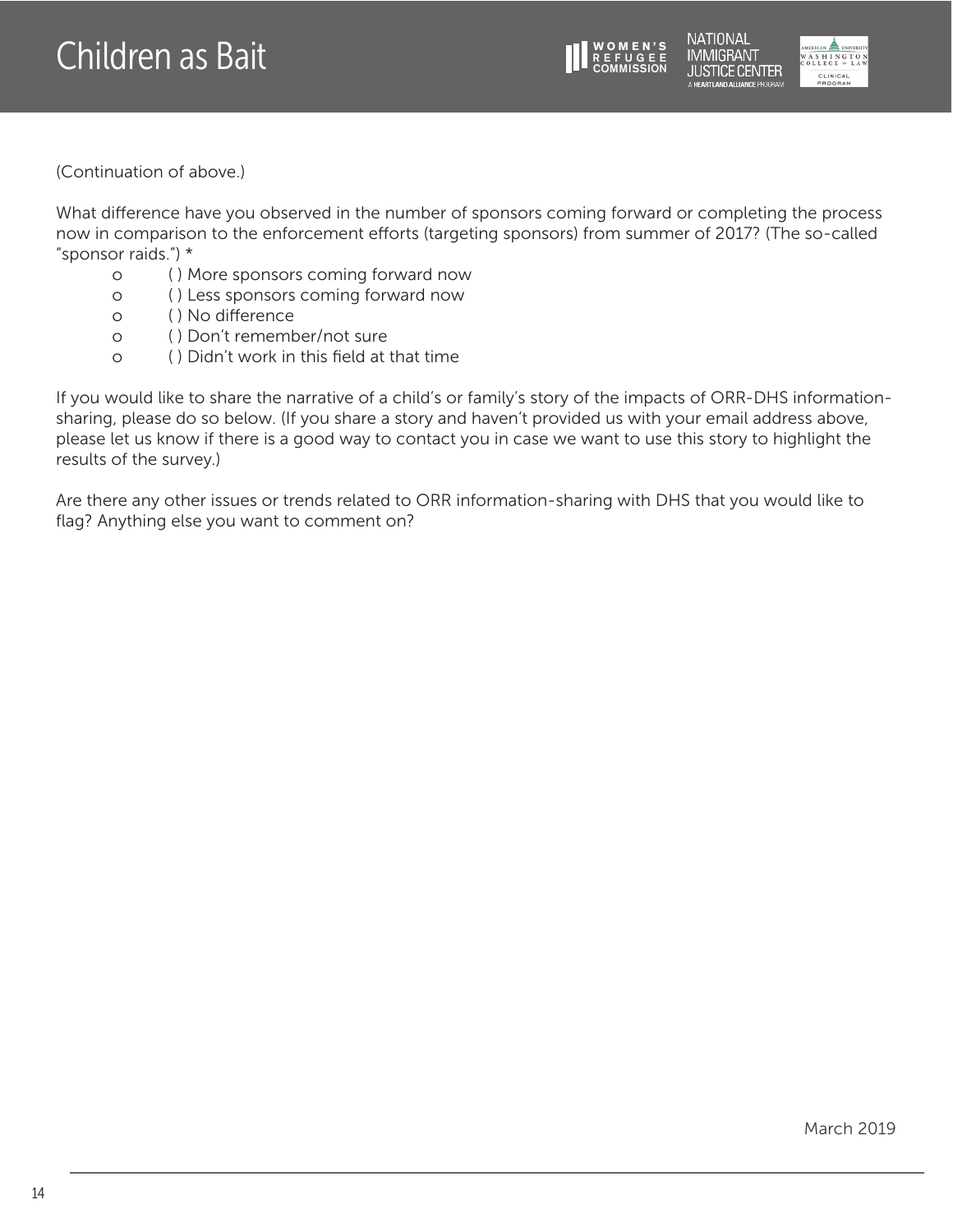(Continuation of above.)

What difference have you observed in the number of sponsors coming forward or completing the process now in comparison to the enforcement efforts (targeting sponsors) from summer of 2017? (The so-called "sponsor raids.") *

- ( ) More sponsors coming forward now
- ( ) Less sponsors coming forward now
- ( ) No difference
- ( ) Don't remember/not sure
- ( ) Didn't work in this field at that time

If you would like to share the narrative of a child's or family's story of the impacts of ORR-DHS information-sharing, please do so below. (If you share a story and haven't provided us with your email address above, please let us know if there is a good way to contact you in case we want to use this story to highlight the results of the survey.)

Are there any other issues or trends related to ORR information-sharing with DHS that you would like to flag? Anything else you want to comment on?